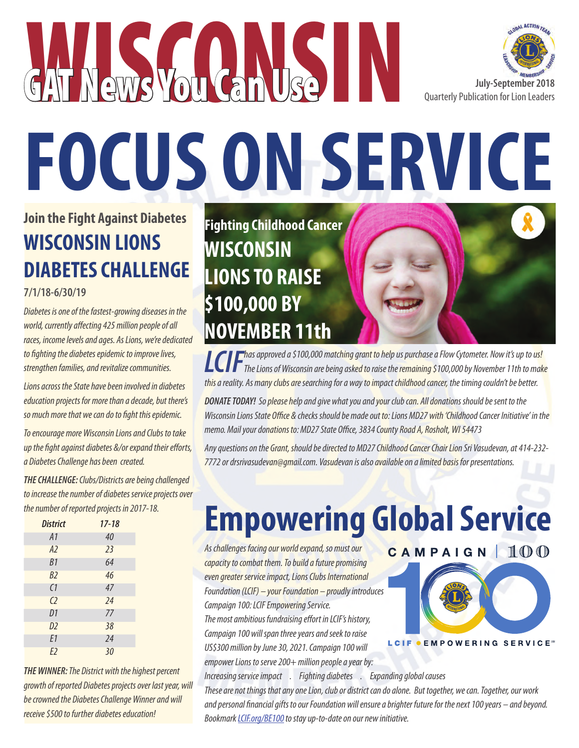# WISCONSIN GAT News You Can Use

July-September 2018
Quarterly Publication for Lion Leaders

# FOCUS ON SERVICE

## Join the Fight Against Diabetes
## WISCONSIN LIONS DIABETES CHALLENGE

**7/1/18-6/30/19**

*Diabetes is one of the fastest-growing diseases in the world, currently affecting 425 million people of all races, income levels and ages. As Lions, we're dedicated to fighting the diabetes epidemic to improve lives, strengthen families, and revitalize communities.*

*Lions across the State have been involved in diabetes education projects for more than a decade, but there's so much more that we can do to fight this epidemic.*

*To encourage more Wisconsin Lions and Clubs to take up the fight against diabetes &/or expand their efforts, a Diabetes Challenge has been created.*

***THE CHALLENGE:*** *Clubs/Districts are being challenged to increase the number of diabetes service projects over the number of reported projects in 2017-18.*

| District | 17-18 |
|---|---|
| A1 | 40 |
| A2 | 23 |
| B1 | 64 |
| B2 | 46 |
| C1 | 47 |
| C2 | 24 |
| D1 | 77 |
| D2 | 38 |
| E1 | 24 |
| E2 | 30 |

***THE WINNER:*** *The District with the highest percent growth of reported Diabetes projects over last year, will be crowned the Diabetes Challenge Winner and will receive $500 to further diabetes education!*

## Fighting Childhood Cancer
## WISCONSIN LIONS TO RAISE $100,000 BY NOVEMBER 11th

***LCIF*** *has approved a $100,000 matching grant to help us purchase a Flow Cytometer. Now it's up to us! The Lions of Wisconsin are being asked to raise the remaining $100,000 by November 11th to make this a reality. As many clubs are searching for a way to impact childhood cancer, the timing couldn't be better.*

***DONATE TODAY!*** *So please help and give what you and your club can. All donations should be sent to the Wisconsin Lions State Office & checks should be made out to: Lions MD27 with 'Childhood Cancer Initiative' in the memo. Mail your donations to: MD27 State Office, 3834 County Road A, Rosholt, WI 54473*

*Any questions on the Grant, should be directed to MD27 Childhood Cancer Chair Lion Sri Vasudevan, at 414-232-7772 or drsrivasudevan@gmail.com. Vasudevan is also available on a limited basis for presentations.*

## Empowering Global Service

CAMPAIGN | 100
LCIF • EMPOWERING SERVICE

*As challenges facing our world expand, so must our capacity to combat them. To build a future promising even greater service impact, Lions Clubs International Foundation (LCIF) – your Foundation – proudly introduces Campaign 100: LCIF Empowering Service.*

*The most ambitious fundraising effort in LCIF's history, Campaign 100 will span three years and seek to raise US$300 million by June 30, 2021. Campaign 100 will empower Lions to serve 200+ million people a year by:*

*Increasing service impact . Fighting diabetes . Expanding global causes*

*These are not things that any one Lion, club or district can do alone. But together, we can. Together, our work and personal financial gifts to our Foundation will ensure a brighter future for the next 100 years – and beyond. Bookmark [LCIF.org/BE100](LCIF.org/BE100) to stay up-to-date on our new initiative.*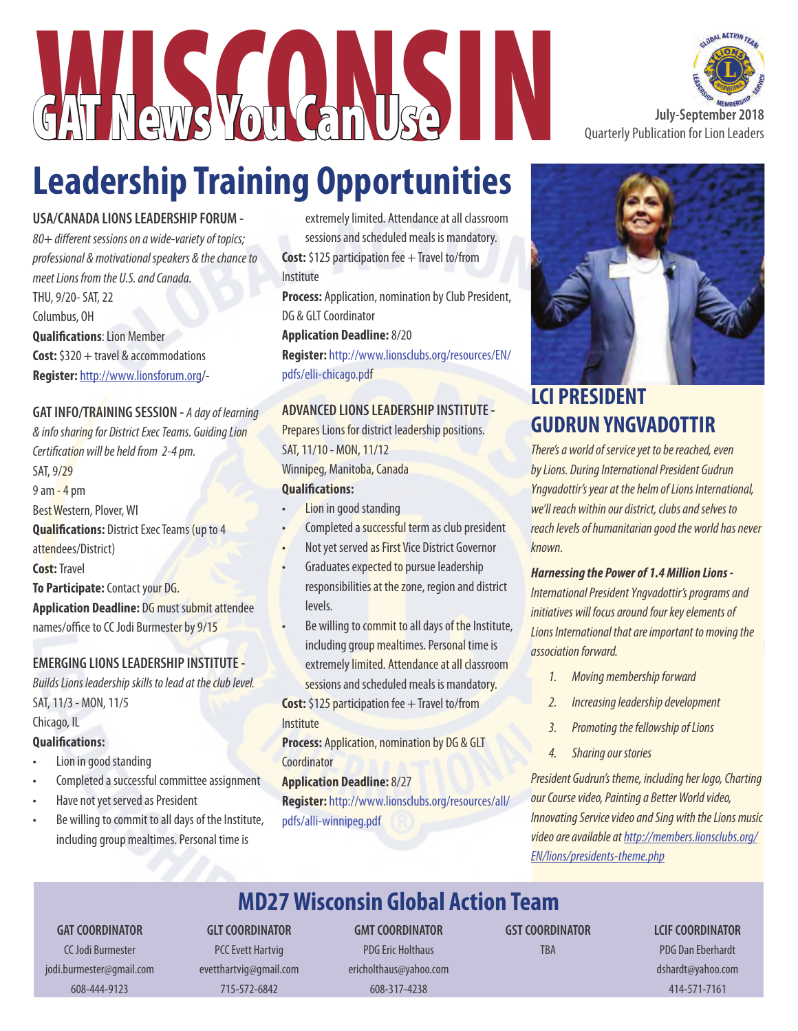# WISCONSIN GAT News You Can Use

**July-September 2018**
Quarterly Publication for Lion Leaders

# Leadership Training Opportunities

**USA/CANADA LIONS LEADERSHIP FORUM -**
*80+ different sessions on a wide-variety of topics; professional & motivational speakers & the chance to meet Lions from the U.S. and Canada.*
THU, 9/20- SAT, 22
Columbus, OH
**Qualifications**: Lion Member
**Cost:** $320 + travel & accommodations
**Register:** http://www.lionsforum.org/-

**GAT INFO/TRAINING SESSION -** *A day of learning & info sharing for District Exec Teams. Guiding Lion Certification will be held from 2-4 pm.*
SAT, 9/29
9 am - 4 pm
Best Western, Plover, WI
**Qualifications:** District Exec Teams (up to 4 attendees/District)
**Cost:** Travel
**To Participate:** Contact your DG.
**Application Deadline:** DG must submit attendee names/office to CC Jodi Burmester by 9/15

**EMERGING LIONS LEADERSHIP INSTITUTE -**
*Builds Lions leadership skills to lead at the club level.*
SAT, 11/3 - MON, 11/5
Chicago, IL
**Qualifications:**

- Lion in good standing
- Completed a successful committee assignment
- Have not yet served as President
- Be willing to commit to all days of the Institute, including group mealtimes. Personal time is extremely limited. Attendance at all classroom sessions and scheduled meals is mandatory.

**Cost:** $125 participation fee + Travel to/from Institute
**Process:** Application, nomination by Club President, DG & GLT Coordinator
**Application Deadline:** 8/20
**Register:** http://www.lionsclubs.org/resources/EN/pdfs/elli-chicago.pdf

**ADVANCED LIONS LEADERSHIP INSTITUTE -**
Prepares Lions for district leadership positions.
SAT, 11/10 - MON, 11/12
Winnipeg, Manitoba, Canada
**Qualifications:**

- Lion in good standing
- Completed a successful term as club president
- Not yet served as First Vice District Governor
- Graduates expected to pursue leadership responsibilities at the zone, region and district levels.
- Be willing to commit to all days of the Institute, including group mealtimes. Personal time is extremely limited. Attendance at all classroom sessions and scheduled meals is mandatory.

**Cost:** $125 participation fee + Travel to/from Institute
**Process:** Application, nomination by DG & GLT Coordinator
**Application Deadline:** 8/27
**Register:** http://www.lionsclubs.org/resources/all/pdfs/alli-winnipeg.pdf

## LCI PRESIDENT GUDRUN YNGVADOTTIR

*There's a world of service yet to be reached, even by Lions. During International President Gudrun Yngvadottir's year at the helm of Lions International, we'll reach within our district, clubs and selves to reach levels of humanitarian good the world has never known.*

***Harnessing the Power of 1.4 Million Lions -*** *International President Yngvadottir's programs and initiatives will focus around four key elements of Lions International that are important to moving the association forward.*

1. *Moving membership forward*
2. *Increasing leadership development*
3. *Promoting the fellowship of Lions*
4. *Sharing our stories*

*President Gudrun's theme, including her logo, Charting our Course video, Painting a Better World video, Innovating Service video and Sing with the Lions music video are available at http://members.lionsclubs.org/EN/lions/presidents-theme.php*

## MD27 Wisconsin Global Action Team

| GAT COORDINATOR | GLT COORDINATOR | GMT COORDINATOR | GST COORDINATOR | LCIF COORDINATOR |
|---|---|---|---|---|
| CC Jodi Burmester | PCC Evett Hartvig | PDG Eric Holthaus | TBA | PDG Dan Eberhardt |
| jodi.burmester@gmail.com | evetthartvig@gmail.com | ericholthaus@yahoo.com | | dshardt@yahoo.com |
| 608-444-9123 | 715-572-6842 | 608-317-4238 | | 414-571-7161 |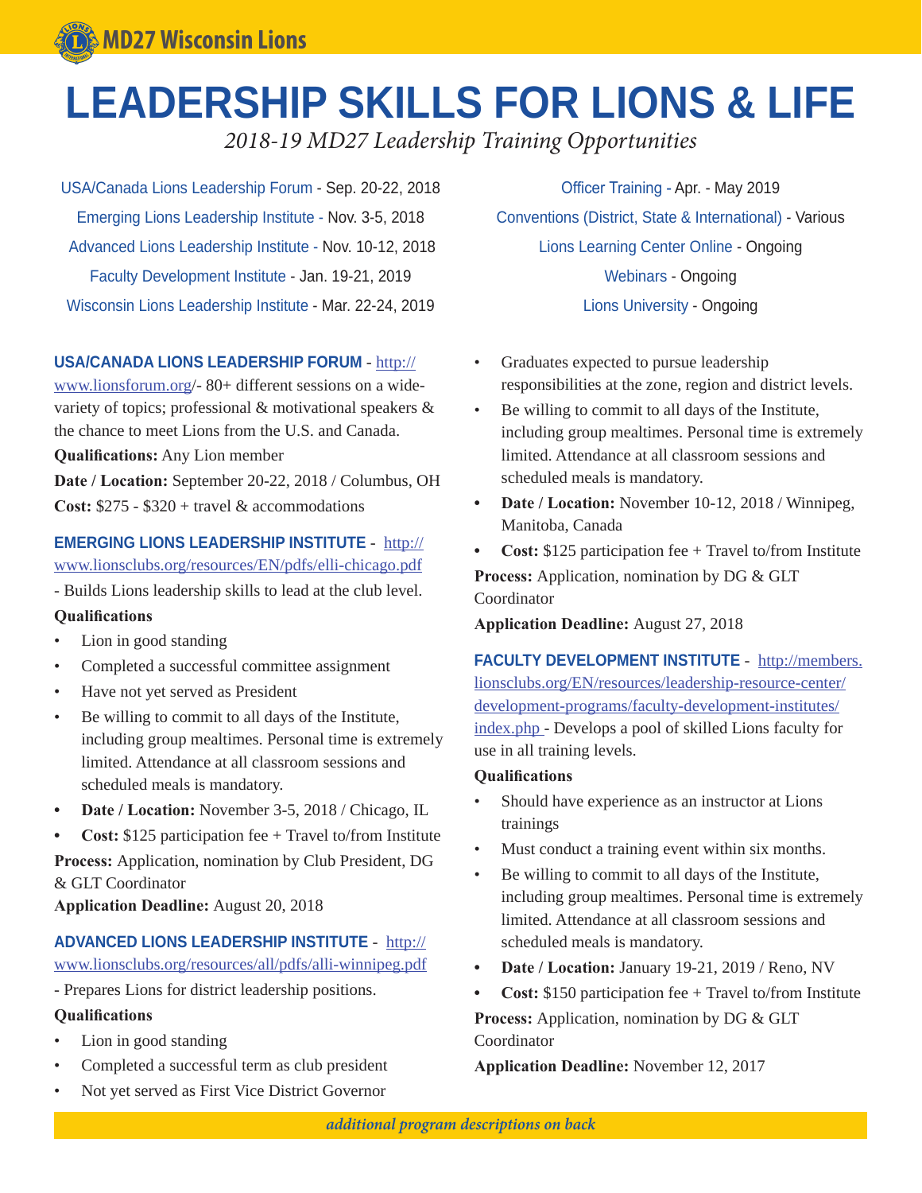MD27 Wisconsin Lions

# LEADERSHIP SKILLS FOR LIONS & LIFE

*2018-19 MD27 Leadership Training Opportunities*

USA/Canada Lions Leadership Forum - Sep. 20-22, 2018
Emerging Lions Leadership Institute - Nov. 3-5, 2018
Advanced Lions Leadership Institute - Nov. 10-12, 2018
Faculty Development Institute - Jan. 19-21, 2019
Wisconsin Lions Leadership Institute - Mar. 22-24, 2019
Officer Training - Apr. - May 2019
Conventions (District, State & International) - Various
Lions Learning Center Online - Ongoing
Webinars - Ongoing
Lions University - Ongoing

### USA/CANADA LIONS LEADERSHIP FORUM - http://www.lionsforum.org/

- 80+ different sessions on a wide-variety of topics; professional & motivational speakers & the chance to meet Lions from the U.S. and Canada.

**Qualifications:** Any Lion member

**Date / Location:** September 20-22, 2018 / Columbus, OH

**Cost:** $275 - $320 + travel & accommodations

### EMERGING LIONS LEADERSHIP INSTITUTE - http://www.lionsclubs.org/resources/EN/pdfs/elli-chicago.pdf

- Builds Lions leadership skills to lead at the club level.

**Qualifications**

- Lion in good standing
- Completed a successful committee assignment
- Have not yet served as President
- Be willing to commit to all days of the Institute, including group mealtimes. Personal time is extremely limited. Attendance at all classroom sessions and scheduled meals is mandatory.
- **Date / Location:** November 3-5, 2018 / Chicago, IL
- **Cost:** $125 participation fee + Travel to/from Institute

**Process:** Application, nomination by Club President, DG & GLT Coordinator

**Application Deadline:** August 20, 2018

### ADVANCED LIONS LEADERSHIP INSTITUTE - http://www.lionsclubs.org/resources/all/pdfs/alli-winnipeg.pdf

- Prepares Lions for district leadership positions.

**Qualifications**

- Lion in good standing
- Completed a successful term as club president
- Not yet served as First Vice District Governor
- Graduates expected to pursue leadership responsibilities at the zone, region and district levels.
- Be willing to commit to all days of the Institute, including group mealtimes. Personal time is extremely limited. Attendance at all classroom sessions and scheduled meals is mandatory.
- **Date / Location:** November 10-12, 2018 / Winnipeg, Manitoba, Canada
- **Cost:** $125 participation fee + Travel to/from Institute

**Process:** Application, nomination by DG & GLT Coordinator

**Application Deadline:** August 27, 2018

### FACULTY DEVELOPMENT INSTITUTE - http://members.lionsclubs.org/EN/resources/leadership-resource-center/development-programs/faculty-development-institutes/index.php

- Develops a pool of skilled Lions faculty for use in all training levels.

**Qualifications**

- Should have experience as an instructor at Lions trainings
- Must conduct a training event within six months.
- Be willing to commit to all days of the Institute, including group mealtimes. Personal time is extremely limited. Attendance at all classroom sessions and scheduled meals is mandatory.
- **Date / Location:** January 19-21, 2019 / Reno, NV
- **Cost:** $150 participation fee + Travel to/from Institute

**Process:** Application, nomination by DG & GLT Coordinator

**Application Deadline:** November 12, 2017

*additional program descriptions on back*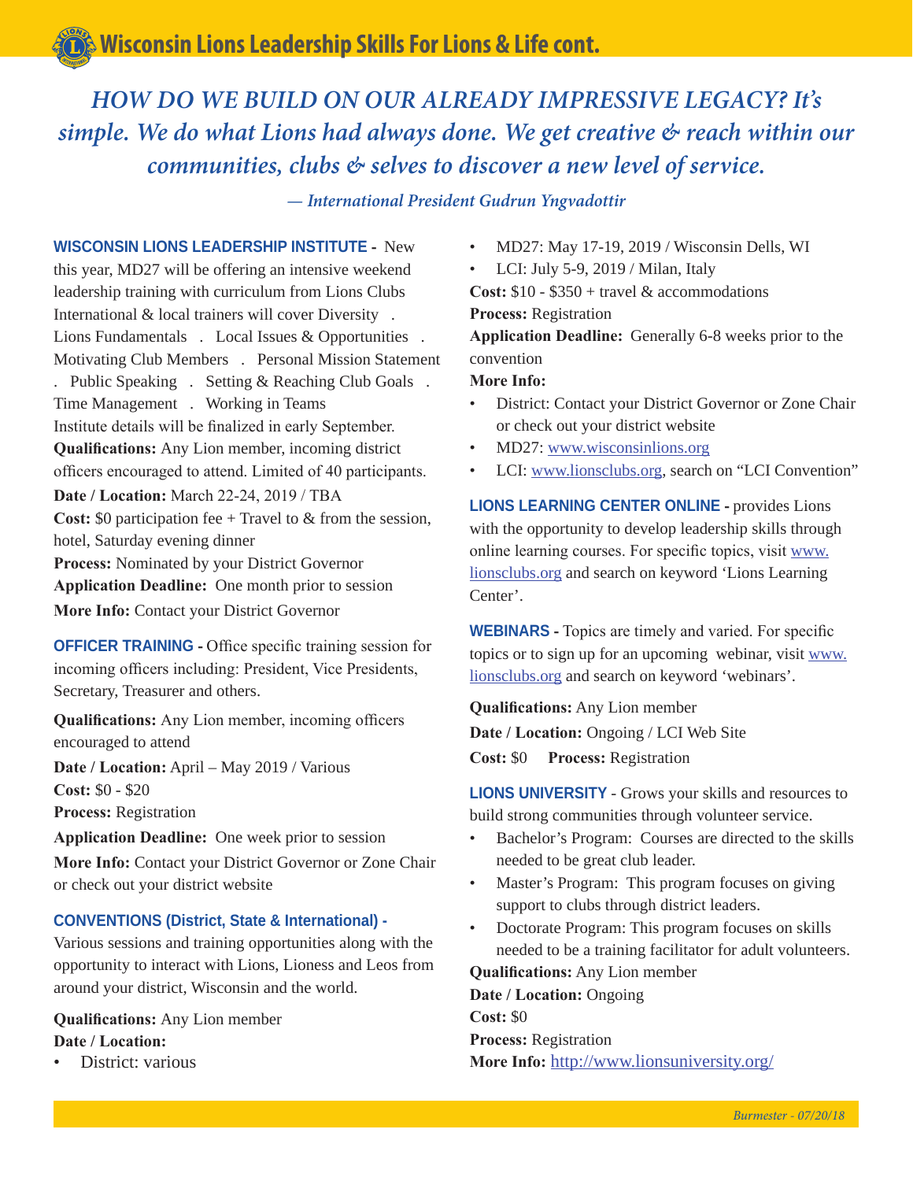# Wisconsin Lions Leadership Skills For Lions & Life cont.

*HOW DO WE BUILD ON OUR ALREADY IMPRESSIVE LEGACY? It's simple. We do what Lions had always done. We get creative & reach within our communities, clubs & selves to discover a new level of service.*

*— International President Gudrun Yngvadottir*

**WISCONSIN LIONS LEADERSHIP INSTITUTE -** New this year, MD27 will be offering an intensive weekend leadership training with curriculum from Lions Clubs International & local trainers will cover Diversity . Lions Fundamentals . Local Issues & Opportunities . Motivating Club Members . Personal Mission Statement . Public Speaking . Setting & Reaching Club Goals . Time Management . Working in Teams

Institute details will be finalized in early September.

**Qualifications:** Any Lion member, incoming district officers encouraged to attend. Limited of 40 participants.

**Date / Location:** March 22-24, 2019 / TBA

**Cost:** $0 participation fee + Travel to & from the session, hotel, Saturday evening dinner

**Process:** Nominated by your District Governor

**Application Deadline:** One month prior to session

**More Info:** Contact your District Governor

**OFFICER TRAINING -** Office specific training session for incoming officers including: President, Vice Presidents, Secretary, Treasurer and others.

**Qualifications:** Any Lion member, incoming officers encouraged to attend

**Date / Location:** April – May 2019 / Various

**Cost:** $0 - $20

**Process:** Registration

**Application Deadline:** One week prior to session

**More Info:** Contact your District Governor or Zone Chair or check out your district website

**CONVENTIONS (District, State & International) -** Various sessions and training opportunities along with the opportunity to interact with Lions, Lioness and Leos from around your district, Wisconsin and the world.

**Qualifications:** Any Lion member

**Date / Location:**

- District: various
- MD27: May 17-19, 2019 / Wisconsin Dells, WI
- LCI: July 5-9, 2019 / Milan, Italy

**Cost:** $10 - $350 + travel & accommodations

**Process:** Registration

**Application Deadline:** Generally 6-8 weeks prior to the convention

**More Info:**

- District: Contact your District Governor or Zone Chair or check out your district website
- MD27: www.wisconsinlions.org
- LCI: www.lionsclubs.org, search on "LCI Convention"

**LIONS LEARNING CENTER ONLINE -** provides Lions with the opportunity to develop leadership skills through online learning courses. For specific topics, visit www.lionsclubs.org and search on keyword 'Lions Learning Center'.

**WEBINARS -** Topics are timely and varied. For specific topics or to sign up for an upcoming webinar, visit www.lionsclubs.org and search on keyword 'webinars'.

**Qualifications:** Any Lion member

**Date / Location:** Ongoing / LCI Web Site

**Cost:** $0 **Process:** Registration

**LIONS UNIVERSITY** - Grows your skills and resources to build strong communities through volunteer service.

- Bachelor's Program: Courses are directed to the skills needed to be great club leader.
- Master's Program: This program focuses on giving support to clubs through district leaders.
- Doctorate Program: This program focuses on skills needed to be a training facilitator for adult volunteers.

**Qualifications:** Any Lion member

**Date / Location:** Ongoing

**Cost:** $0

**Process:** Registration

**More Info:** http://www.lionsuniversity.org/

*Burmester - 07/20/18*